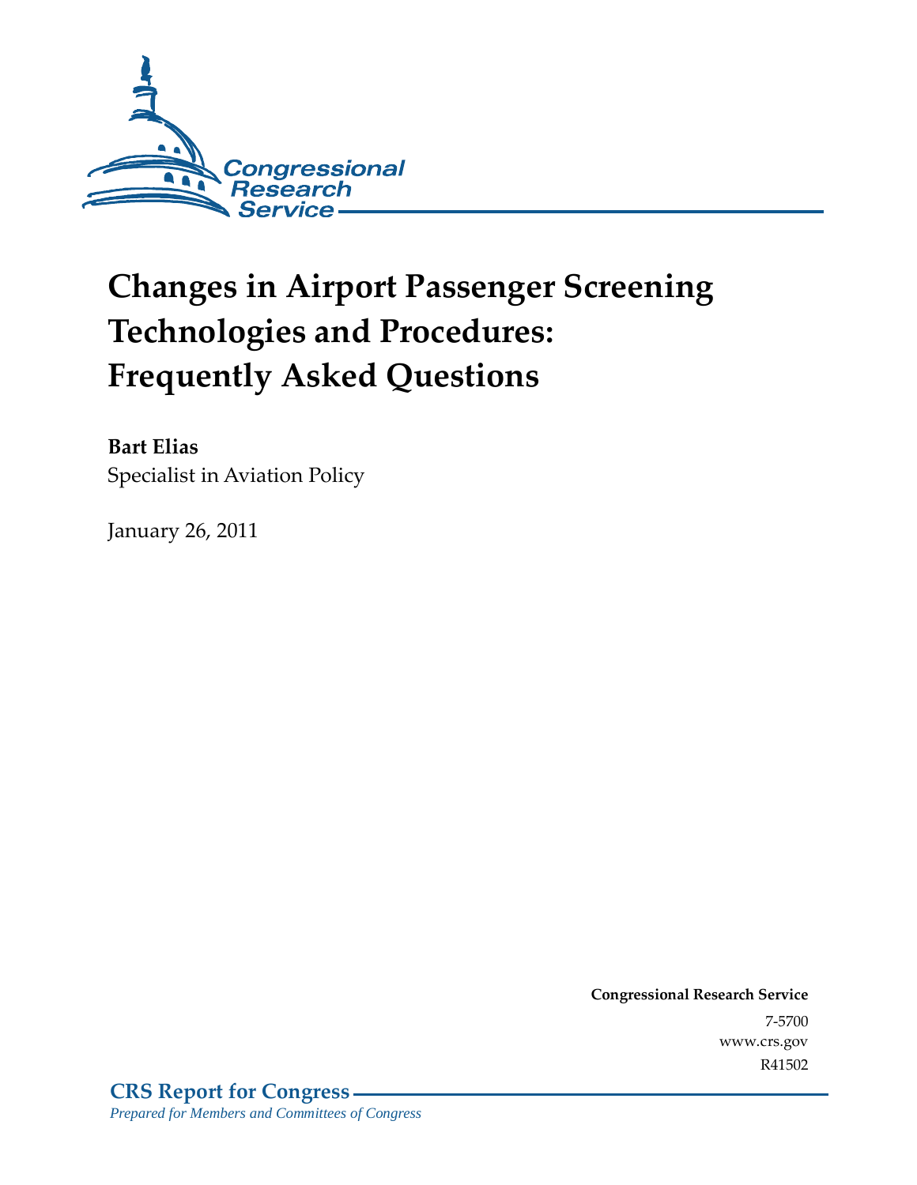Congressional Research Service

# Changes in Airport Passenger Screening Technologies and Procedures: Frequently Asked Questions

**Bart Elias**
Specialist in Aviation Policy

January 26, 2011

**Congressional Research Service**
7-5700
www.crs.gov
R41502

**CRS Report for Congress**
*Prepared for Members and Committees of Congress*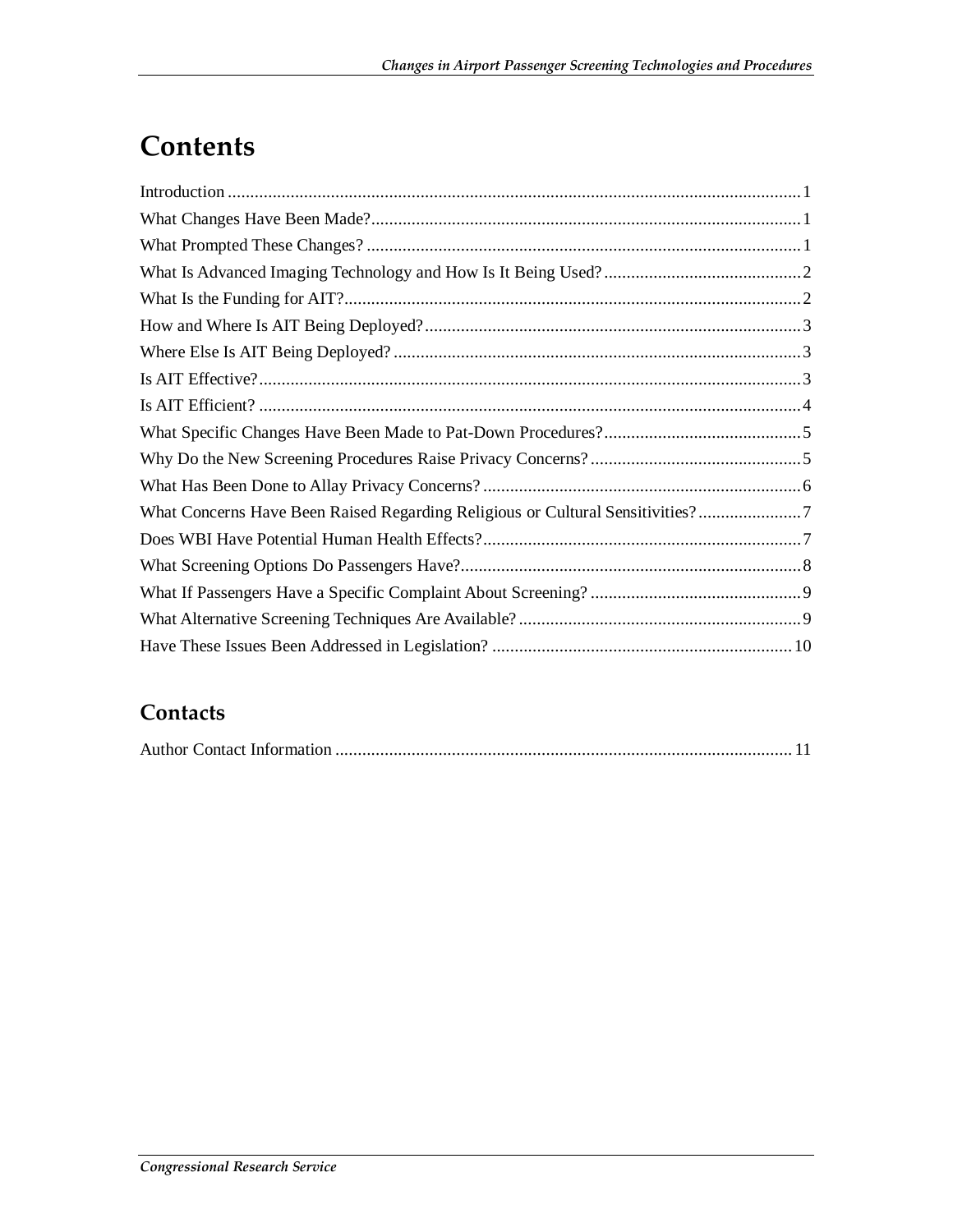# Contents

Introduction ... 1
What Changes Have Been Made? ... 1
What Prompted These Changes? ... 1
What Is Advanced Imaging Technology and How Is It Being Used? ... 2
What Is the Funding for AIT? ... 2
How and Where Is AIT Being Deployed? ... 3
Where Else Is AIT Being Deployed? ... 3
Is AIT Effective? ... 3
Is AIT Efficient? ... 4
What Specific Changes Have Been Made to Pat-Down Procedures? ... 5
Why Do the New Screening Procedures Raise Privacy Concerns? ... 5
What Has Been Done to Allay Privacy Concerns? ... 6
What Concerns Have Been Raised Regarding Religious or Cultural Sensitivities? ... 7
Does WBI Have Potential Human Health Effects? ... 7
What Screening Options Do Passengers Have? ... 8
What If Passengers Have a Specific Complaint About Screening? ... 9
What Alternative Screening Techniques Are Available? ... 9
Have These Issues Been Addressed in Legislation? ... 10

## Contacts

Author Contact Information ... 11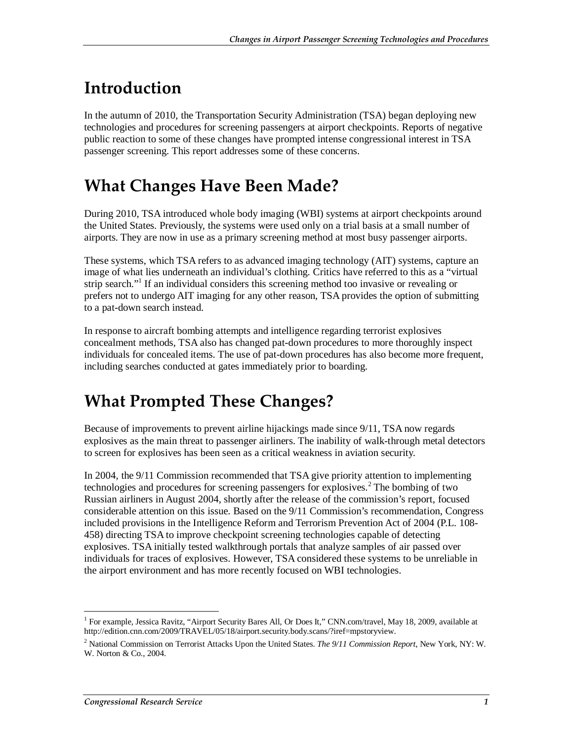# Introduction

In the autumn of 2010, the Transportation Security Administration (TSA) began deploying new technologies and procedures for screening passengers at airport checkpoints. Reports of negative public reaction to some of these changes have prompted intense congressional interest in TSA passenger screening. This report addresses some of these concerns.

# What Changes Have Been Made?

During 2010, TSA introduced whole body imaging (WBI) systems at airport checkpoints around the United States. Previously, the systems were used only on a trial basis at a small number of airports. They are now in use as a primary screening method at most busy passenger airports.

These systems, which TSA refers to as advanced imaging technology (AIT) systems, capture an image of what lies underneath an individual's clothing. Critics have referred to this as a "virtual strip search."[1] If an individual considers this screening method too invasive or revealing or prefers not to undergo AIT imaging for any other reason, TSA provides the option of submitting to a pat-down search instead.

In response to aircraft bombing attempts and intelligence regarding terrorist explosives concealment methods, TSA also has changed pat-down procedures to more thoroughly inspect individuals for concealed items. The use of pat-down procedures has also become more frequent, including searches conducted at gates immediately prior to boarding.

# What Prompted These Changes?

Because of improvements to prevent airline hijackings made since 9/11, TSA now regards explosives as the main threat to passenger airliners. The inability of walk-through metal detectors to screen for explosives has been seen as a critical weakness in aviation security.

In 2004, the 9/11 Commission recommended that TSA give priority attention to implementing technologies and procedures for screening passengers for explosives.[2] The bombing of two Russian airliners in August 2004, shortly after the release of the commission's report, focused considerable attention on this issue. Based on the 9/11 Commission's recommendation, Congress included provisions in the Intelligence Reform and Terrorism Prevention Act of 2004 (P.L. 108-458) directing TSA to improve checkpoint screening technologies capable of detecting explosives. TSA initially tested walkthrough portals that analyze samples of air passed over individuals for traces of explosives. However, TSA considered these systems to be unreliable in the airport environment and has more recently focused on WBI technologies.

---

[1] For example, Jessica Ravitz, "Airport Security Bares All, Or Does It," CNN.com/travel, May 18, 2009, available at http://edition.cnn.com/2009/TRAVEL/05/18/airport.security.body.scans/?iref=mpstoryview.

[2] National Commission on Terrorist Attacks Upon the United States. *The 9/11 Commission Report*, New York, NY: W. W. Norton & Co., 2004.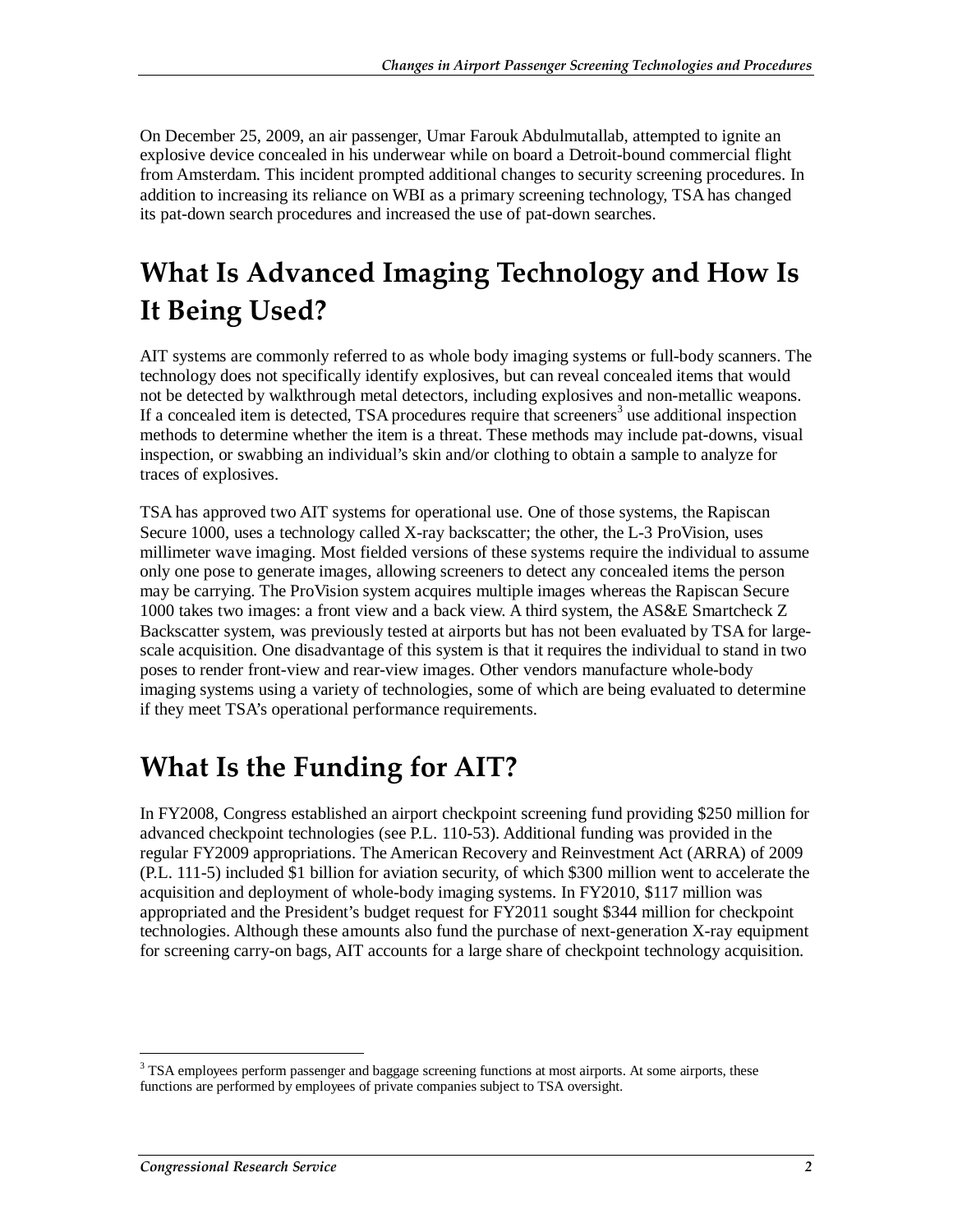On December 25, 2009, an air passenger, Umar Farouk Abdulmutallab, attempted to ignite an explosive device concealed in his underwear while on board a Detroit-bound commercial flight from Amsterdam. This incident prompted additional changes to security screening procedures. In addition to increasing its reliance on WBI as a primary screening technology, TSA has changed its pat-down search procedures and increased the use of pat-down searches.

## What Is Advanced Imaging Technology and How Is It Being Used?

AIT systems are commonly referred to as whole body imaging systems or full-body scanners. The technology does not specifically identify explosives, but can reveal concealed items that would not be detected by walkthrough metal detectors, including explosives and non-metallic weapons. If a concealed item is detected, TSA procedures require that screeners[3] use additional inspection methods to determine whether the item is a threat. These methods may include pat-downs, visual inspection, or swabbing an individual's skin and/or clothing to obtain a sample to analyze for traces of explosives.

TSA has approved two AIT systems for operational use. One of those systems, the Rapiscan Secure 1000, uses a technology called X-ray backscatter; the other, the L-3 ProVision, uses millimeter wave imaging. Most fielded versions of these systems require the individual to assume only one pose to generate images, allowing screeners to detect any concealed items the person may be carrying. The ProVision system acquires multiple images whereas the Rapiscan Secure 1000 takes two images: a front view and a back view. A third system, the AS&E Smartcheck Z Backscatter system, was previously tested at airports but has not been evaluated by TSA for large-scale acquisition. One disadvantage of this system is that it requires the individual to stand in two poses to render front-view and rear-view images. Other vendors manufacture whole-body imaging systems using a variety of technologies, some of which are being evaluated to determine if they meet TSA's operational performance requirements.

## What Is the Funding for AIT?

In FY2008, Congress established an airport checkpoint screening fund providing $250 million for advanced checkpoint technologies (see P.L. 110-53). Additional funding was provided in the regular FY2009 appropriations. The American Recovery and Reinvestment Act (ARRA) of 2009 (P.L. 111-5) included $1 billion for aviation security, of which $300 million went to accelerate the acquisition and deployment of whole-body imaging systems. In FY2010, $117 million was appropriated and the President's budget request for FY2011 sought $344 million for checkpoint technologies. Although these amounts also fund the purchase of next-generation X-ray equipment for screening carry-on bags, AIT accounts for a large share of checkpoint technology acquisition.

---

[3] TSA employees perform passenger and baggage screening functions at most airports. At some airports, these functions are performed by employees of private companies subject to TSA oversight.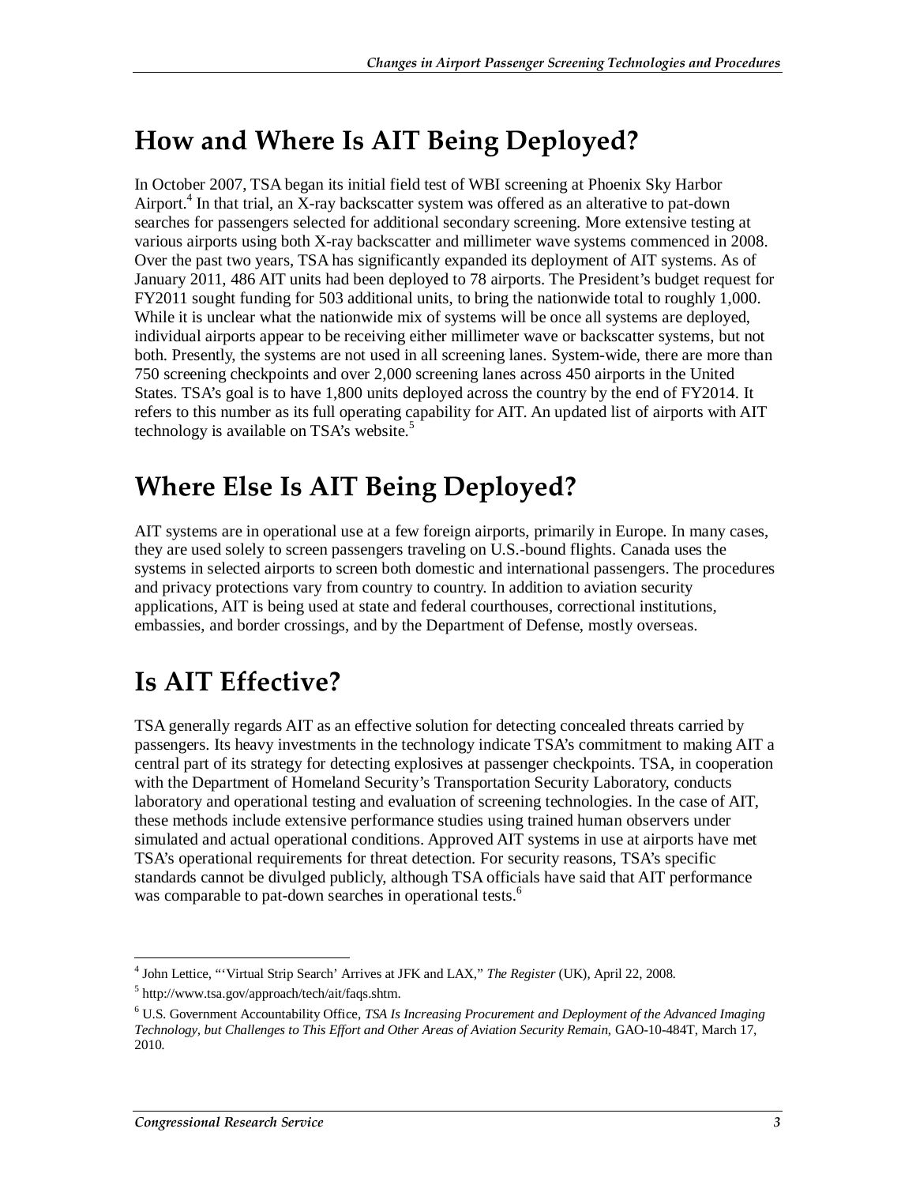## How and Where Is AIT Being Deployed?

In October 2007, TSA began its initial field test of WBI screening at Phoenix Sky Harbor Airport.[4] In that trial, an X-ray backscatter system was offered as an alterative to pat-down searches for passengers selected for additional secondary screening. More extensive testing at various airports using both X-ray backscatter and millimeter wave systems commenced in 2008. Over the past two years, TSA has significantly expanded its deployment of AIT systems. As of January 2011, 486 AIT units had been deployed to 78 airports. The President's budget request for FY2011 sought funding for 503 additional units, to bring the nationwide total to roughly 1,000. While it is unclear what the nationwide mix of systems will be once all systems are deployed, individual airports appear to be receiving either millimeter wave or backscatter systems, but not both. Presently, the systems are not used in all screening lanes. System-wide, there are more than 750 screening checkpoints and over 2,000 screening lanes across 450 airports in the United States. TSA's goal is to have 1,800 units deployed across the country by the end of FY2014. It refers to this number as its full operating capability for AIT. An updated list of airports with AIT technology is available on TSA's website.[5]

## Where Else Is AIT Being Deployed?

AIT systems are in operational use at a few foreign airports, primarily in Europe. In many cases, they are used solely to screen passengers traveling on U.S.-bound flights. Canada uses the systems in selected airports to screen both domestic and international passengers. The procedures and privacy protections vary from country to country. In addition to aviation security applications, AIT is being used at state and federal courthouses, correctional institutions, embassies, and border crossings, and by the Department of Defense, mostly overseas.

## Is AIT Effective?

TSA generally regards AIT as an effective solution for detecting concealed threats carried by passengers. Its heavy investments in the technology indicate TSA's commitment to making AIT a central part of its strategy for detecting explosives at passenger checkpoints. TSA, in cooperation with the Department of Homeland Security's Transportation Security Laboratory, conducts laboratory and operational testing and evaluation of screening technologies. In the case of AIT, these methods include extensive performance studies using trained human observers under simulated and actual operational conditions. Approved AIT systems in use at airports have met TSA's operational requirements for threat detection. For security reasons, TSA's specific standards cannot be divulged publicly, although TSA officials have said that AIT performance was comparable to pat-down searches in operational tests.[6]

---

[4] John Lettice, "'Virtual Strip Search' Arrives at JFK and LAX," *The Register* (UK), April 22, 2008.

[5] http://www.tsa.gov/approach/tech/ait/faqs.shtm.

[6] U.S. Government Accountability Office, *TSA Is Increasing Procurement and Deployment of the Advanced Imaging Technology, but Challenges to This Effort and Other Areas of Aviation Security Remain*, GAO-10-484T, March 17, 2010.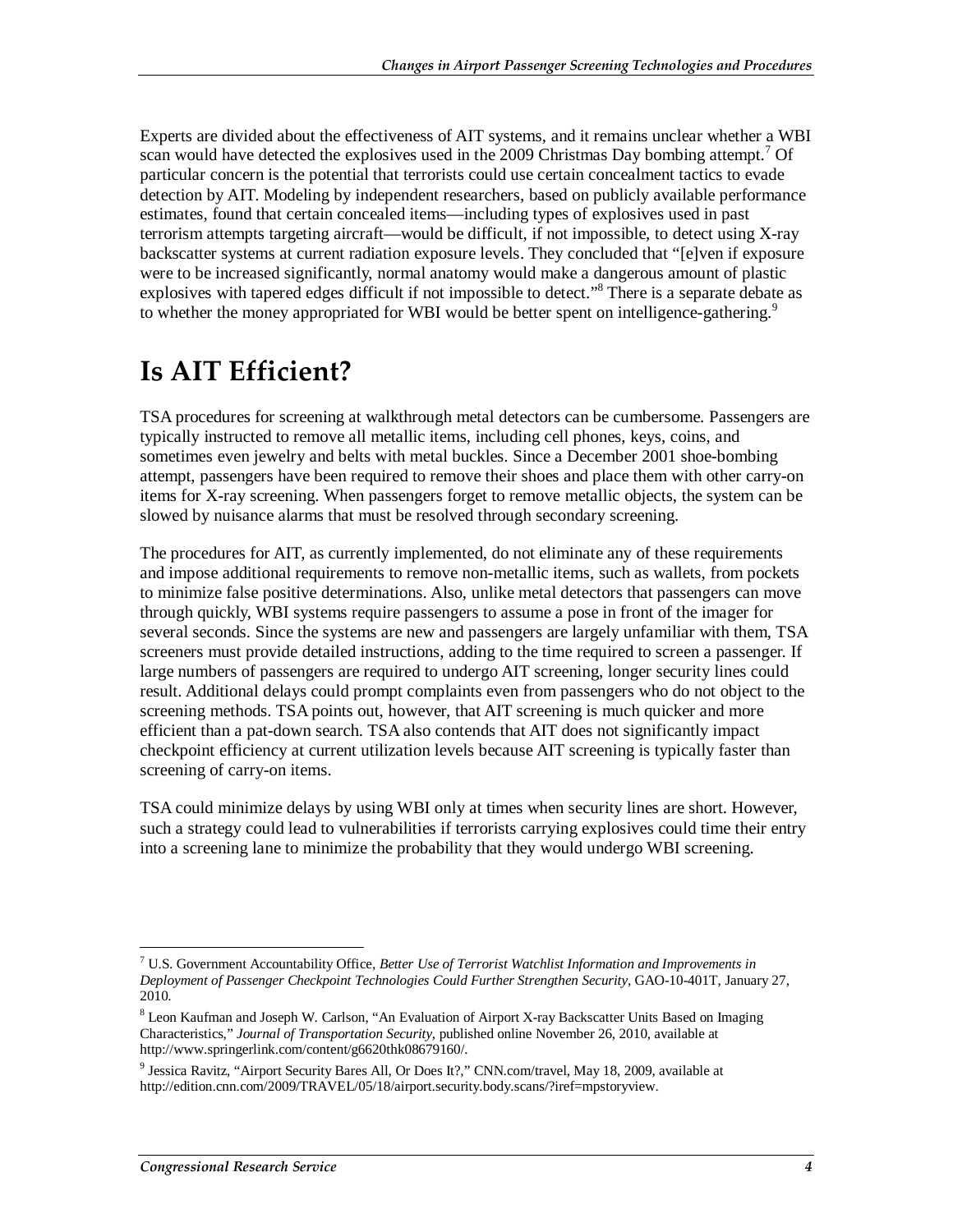Experts are divided about the effectiveness of AIT systems, and it remains unclear whether a WBI scan would have detected the explosives used in the 2009 Christmas Day bombing attempt.[7] Of particular concern is the potential that terrorists could use certain concealment tactics to evade detection by AIT. Modeling by independent researchers, based on publicly available performance estimates, found that certain concealed items—including types of explosives used in past terrorism attempts targeting aircraft—would be difficult, if not impossible, to detect using X-ray backscatter systems at current radiation exposure levels. They concluded that "[e]ven if exposure were to be increased significantly, normal anatomy would make a dangerous amount of plastic explosives with tapered edges difficult if not impossible to detect."[8] There is a separate debate as to whether the money appropriated for WBI would be better spent on intelligence-gathering.[9]

# Is AIT Efficient?

TSA procedures for screening at walkthrough metal detectors can be cumbersome. Passengers are typically instructed to remove all metallic items, including cell phones, keys, coins, and sometimes even jewelry and belts with metal buckles. Since a December 2001 shoe-bombing attempt, passengers have been required to remove their shoes and place them with other carry-on items for X-ray screening. When passengers forget to remove metallic objects, the system can be slowed by nuisance alarms that must be resolved through secondary screening.

The procedures for AIT, as currently implemented, do not eliminate any of these requirements and impose additional requirements to remove non-metallic items, such as wallets, from pockets to minimize false positive determinations. Also, unlike metal detectors that passengers can move through quickly, WBI systems require passengers to assume a pose in front of the imager for several seconds. Since the systems are new and passengers are largely unfamiliar with them, TSA screeners must provide detailed instructions, adding to the time required to screen a passenger. If large numbers of passengers are required to undergo AIT screening, longer security lines could result. Additional delays could prompt complaints even from passengers who do not object to the screening methods. TSA points out, however, that AIT screening is much quicker and more efficient than a pat-down search. TSA also contends that AIT does not significantly impact checkpoint efficiency at current utilization levels because AIT screening is typically faster than screening of carry-on items.

TSA could minimize delays by using WBI only at times when security lines are short. However, such a strategy could lead to vulnerabilities if terrorists carrying explosives could time their entry into a screening lane to minimize the probability that they would undergo WBI screening.

---

[7] U.S. Government Accountability Office, *Better Use of Terrorist Watchlist Information and Improvements in Deployment of Passenger Checkpoint Technologies Could Further Strengthen Security*, GAO-10-401T, January 27, 2010.

[8] Leon Kaufman and Joseph W. Carlson, "An Evaluation of Airport X-ray Backscatter Units Based on Imaging Characteristics," *Journal of Transportation Security*, published online November 26, 2010, available at http://www.springerlink.com/content/g6620thk08679160/.

[9] Jessica Ravitz, "Airport Security Bares All, Or Does It?," CNN.com/travel, May 18, 2009, available at http://edition.cnn.com/2009/TRAVEL/05/18/airport.security.body.scans/?iref=mpstoryview.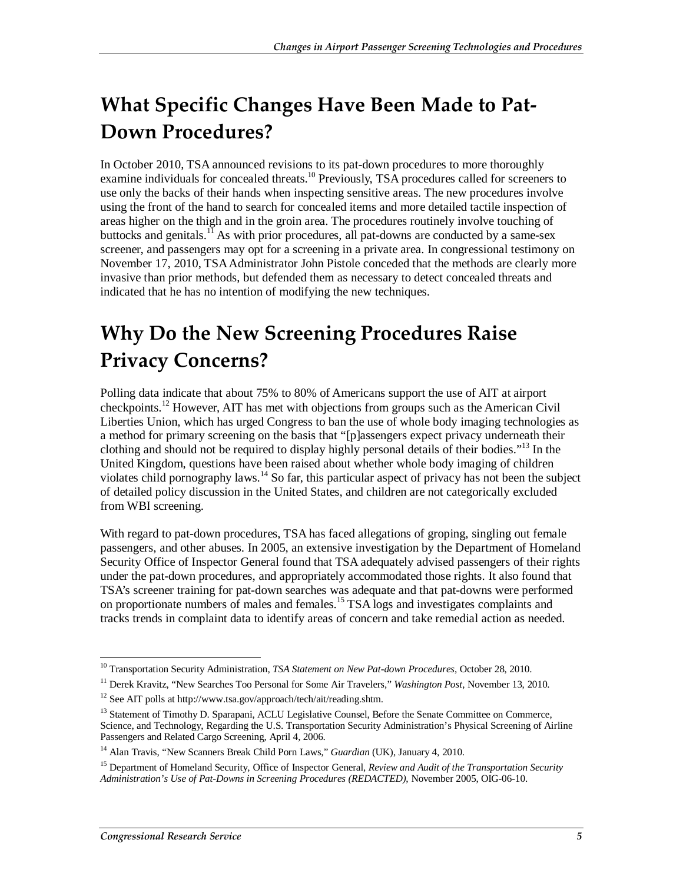## What Specific Changes Have Been Made to Pat-Down Procedures?

In October 2010, TSA announced revisions to its pat-down procedures to more thoroughly examine individuals for concealed threats.[10] Previously, TSA procedures called for screeners to use only the backs of their hands when inspecting sensitive areas. The new procedures involve using the front of the hand to search for concealed items and more detailed tactile inspection of areas higher on the thigh and in the groin area. The procedures routinely involve touching of buttocks and genitals.[11] As with prior procedures, all pat-downs are conducted by a same-sex screener, and passengers may opt for a screening in a private area. In congressional testimony on November 17, 2010, TSA Administrator John Pistole conceded that the methods are clearly more invasive than prior methods, but defended them as necessary to detect concealed threats and indicated that he has no intention of modifying the new techniques.

## Why Do the New Screening Procedures Raise Privacy Concerns?

Polling data indicate that about 75% to 80% of Americans support the use of AIT at airport checkpoints.[12] However, AIT has met with objections from groups such as the American Civil Liberties Union, which has urged Congress to ban the use of whole body imaging technologies as a method for primary screening on the basis that "[p]assengers expect privacy underneath their clothing and should not be required to display highly personal details of their bodies."[13] In the United Kingdom, questions have been raised about whether whole body imaging of children violates child pornography laws.[14] So far, this particular aspect of privacy has not been the subject of detailed policy discussion in the United States, and children are not categorically excluded from WBI screening.

With regard to pat-down procedures, TSA has faced allegations of groping, singling out female passengers, and other abuses. In 2005, an extensive investigation by the Department of Homeland Security Office of Inspector General found that TSA adequately advised passengers of their rights under the pat-down procedures, and appropriately accommodated those rights. It also found that TSA's screener training for pat-down searches was adequate and that pat-downs were performed on proportionate numbers of males and females.[15] TSA logs and investigates complaints and tracks trends in complaint data to identify areas of concern and take remedial action as needed.

---

[10] Transportation Security Administration, *TSA Statement on New Pat-down Procedures*, October 28, 2010.

[11] Derek Kravitz, "New Searches Too Personal for Some Air Travelers," *Washington Post*, November 13, 2010.

[12] See AIT polls at http://www.tsa.gov/approach/tech/ait/reading.shtm.

[13] Statement of Timothy D. Sparapani, ACLU Legislative Counsel, Before the Senate Committee on Commerce, Science, and Technology, Regarding the U.S. Transportation Security Administration's Physical Screening of Airline Passengers and Related Cargo Screening, April 4, 2006.

[14] Alan Travis, "New Scanners Break Child Porn Laws," *Guardian* (UK), January 4, 2010.

[15] Department of Homeland Security, Office of Inspector General, *Review and Audit of the Transportation Security Administration's Use of Pat-Downs in Screening Procedures (REDACTED)*, November 2005, OIG-06-10.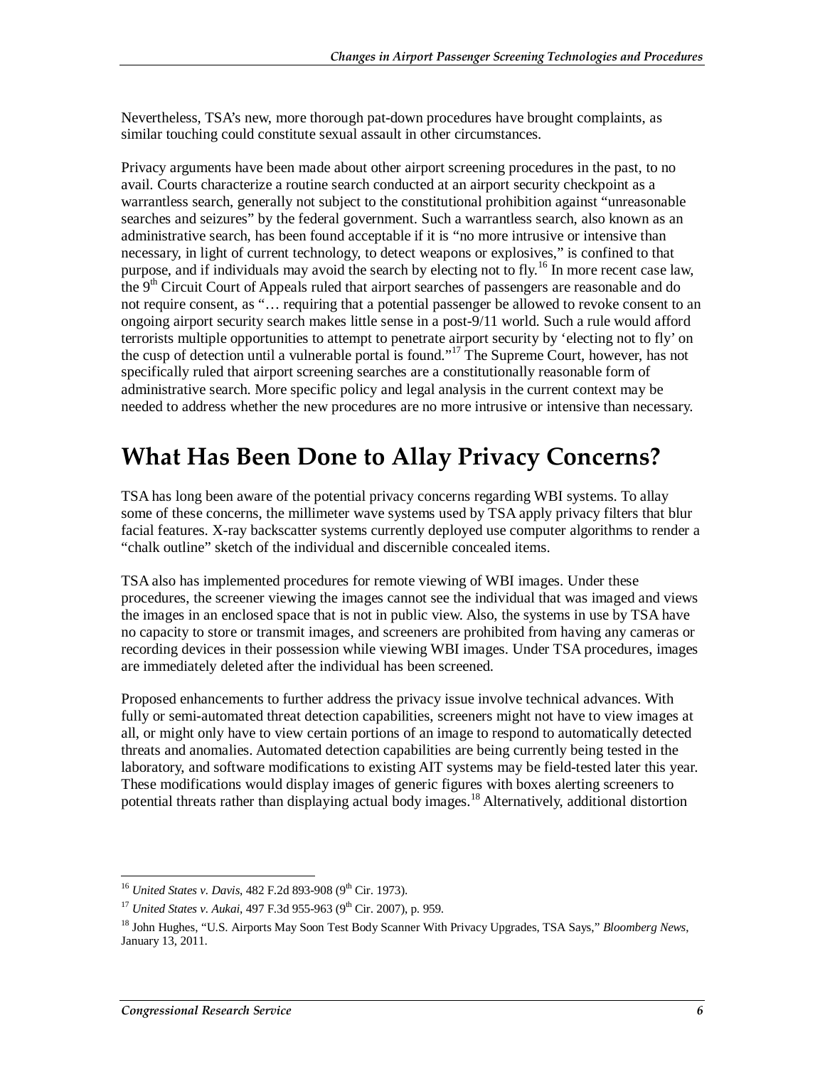Nevertheless, TSA's new, more thorough pat-down procedures have brought complaints, as similar touching could constitute sexual assault in other circumstances.

Privacy arguments have been made about other airport screening procedures in the past, to no avail. Courts characterize a routine search conducted at an airport security checkpoint as a warrantless search, generally not subject to the constitutional prohibition against "unreasonable searches and seizures" by the federal government. Such a warrantless search, also known as an administrative search, has been found acceptable if it is "no more intrusive or intensive than necessary, in light of current technology, to detect weapons or explosives," is confined to that purpose, and if individuals may avoid the search by electing not to fly.[16] In more recent case law, the 9th Circuit Court of Appeals ruled that airport searches of passengers are reasonable and do not require consent, as "… requiring that a potential passenger be allowed to revoke consent to an ongoing airport security search makes little sense in a post-9/11 world. Such a rule would afford terrorists multiple opportunities to attempt to penetrate airport security by 'electing not to fly' on the cusp of detection until a vulnerable portal is found."[17] The Supreme Court, however, has not specifically ruled that airport screening searches are a constitutionally reasonable form of administrative search. More specific policy and legal analysis in the current context may be needed to address whether the new procedures are no more intrusive or intensive than necessary.

# What Has Been Done to Allay Privacy Concerns?

TSA has long been aware of the potential privacy concerns regarding WBI systems. To allay some of these concerns, the millimeter wave systems used by TSA apply privacy filters that blur facial features. X-ray backscatter systems currently deployed use computer algorithms to render a "chalk outline" sketch of the individual and discernible concealed items.

TSA also has implemented procedures for remote viewing of WBI images. Under these procedures, the screener viewing the images cannot see the individual that was imaged and views the images in an enclosed space that is not in public view. Also, the systems in use by TSA have no capacity to store or transmit images, and screeners are prohibited from having any cameras or recording devices in their possession while viewing WBI images. Under TSA procedures, images are immediately deleted after the individual has been screened.

Proposed enhancements to further address the privacy issue involve technical advances. With fully or semi-automated threat detection capabilities, screeners might not have to view images at all, or might only have to view certain portions of an image to respond to automatically detected threats and anomalies. Automated detection capabilities are being currently being tested in the laboratory, and software modifications to existing AIT systems may be field-tested later this year. These modifications would display images of generic figures with boxes alerting screeners to potential threats rather than displaying actual body images.[18] Alternatively, additional distortion

---

[16] *United States v. Davis*, 482 F.2d 893-908 (9th Cir. 1973).

[17] *United States v. Aukai*, 497 F.3d 955-963 (9th Cir. 2007), p. 959.

[18] John Hughes, "U.S. Airports May Soon Test Body Scanner With Privacy Upgrades, TSA Says," *Bloomberg News*, January 13, 2011.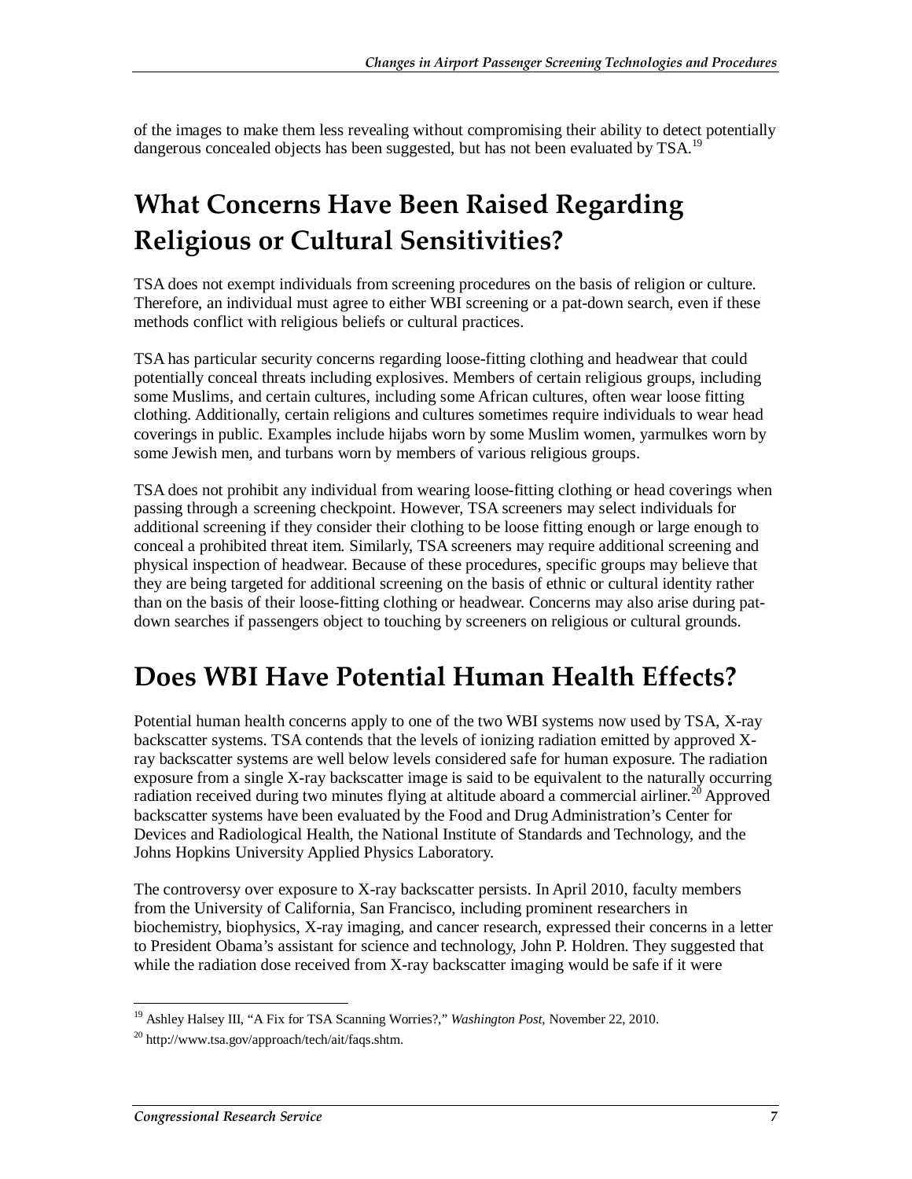of the images to make them less revealing without compromising their ability to detect potentially dangerous concealed objects has been suggested, but has not been evaluated by TSA.[19]

## What Concerns Have Been Raised Regarding Religious or Cultural Sensitivities?

TSA does not exempt individuals from screening procedures on the basis of religion or culture. Therefore, an individual must agree to either WBI screening or a pat-down search, even if these methods conflict with religious beliefs or cultural practices.

TSA has particular security concerns regarding loose-fitting clothing and headwear that could potentially conceal threats including explosives. Members of certain religious groups, including some Muslims, and certain cultures, including some African cultures, often wear loose fitting clothing. Additionally, certain religions and cultures sometimes require individuals to wear head coverings in public. Examples include hijabs worn by some Muslim women, yarmulkes worn by some Jewish men, and turbans worn by members of various religious groups.

TSA does not prohibit any individual from wearing loose-fitting clothing or head coverings when passing through a screening checkpoint. However, TSA screeners may select individuals for additional screening if they consider their clothing to be loose fitting enough or large enough to conceal a prohibited threat item. Similarly, TSA screeners may require additional screening and physical inspection of headwear. Because of these procedures, specific groups may believe that they are being targeted for additional screening on the basis of ethnic or cultural identity rather than on the basis of their loose-fitting clothing or headwear. Concerns may also arise during pat-down searches if passengers object to touching by screeners on religious or cultural grounds.

## Does WBI Have Potential Human Health Effects?

Potential human health concerns apply to one of the two WBI systems now used by TSA, X-ray backscatter systems. TSA contends that the levels of ionizing radiation emitted by approved X-ray backscatter systems are well below levels considered safe for human exposure. The radiation exposure from a single X-ray backscatter image is said to be equivalent to the naturally occurring radiation received during two minutes flying at altitude aboard a commercial airliner.[20] Approved backscatter systems have been evaluated by the Food and Drug Administration's Center for Devices and Radiological Health, the National Institute of Standards and Technology, and the Johns Hopkins University Applied Physics Laboratory.

The controversy over exposure to X-ray backscatter persists. In April 2010, faculty members from the University of California, San Francisco, including prominent researchers in biochemistry, biophysics, X-ray imaging, and cancer research, expressed their concerns in a letter to President Obama's assistant for science and technology, John P. Holdren. They suggested that while the radiation dose received from X-ray backscatter imaging would be safe if it were

---

[19] Ashley Halsey III, "A Fix for TSA Scanning Worries?," *Washington Post*, November 22, 2010.

[20] http://www.tsa.gov/approach/tech/ait/faqs.shtm.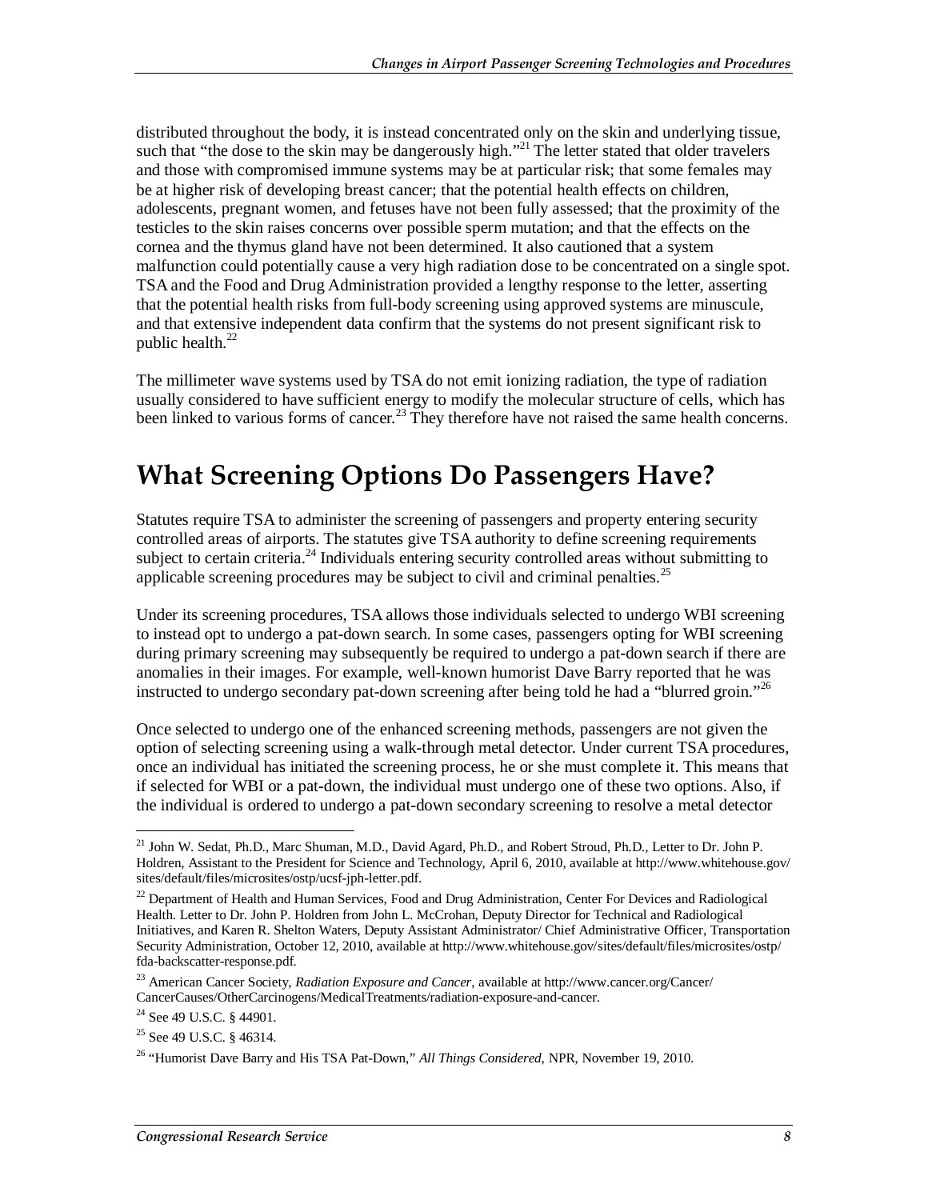distributed throughout the body, it is instead concentrated only on the skin and underlying tissue, such that "the dose to the skin may be dangerously high."[21] The letter stated that older travelers and those with compromised immune systems may be at particular risk; that some females may be at higher risk of developing breast cancer; that the potential health effects on children, adolescents, pregnant women, and fetuses have not been fully assessed; that the proximity of the testicles to the skin raises concerns over possible sperm mutation; and that the effects on the cornea and the thymus gland have not been determined. It also cautioned that a system malfunction could potentially cause a very high radiation dose to be concentrated on a single spot. TSA and the Food and Drug Administration provided a lengthy response to the letter, asserting that the potential health risks from full-body screening using approved systems are minuscule, and that extensive independent data confirm that the systems do not present significant risk to public health.[22]

The millimeter wave systems used by TSA do not emit ionizing radiation, the type of radiation usually considered to have sufficient energy to modify the molecular structure of cells, which has been linked to various forms of cancer.[23] They therefore have not raised the same health concerns.

# What Screening Options Do Passengers Have?

Statutes require TSA to administer the screening of passengers and property entering security controlled areas of airports. The statutes give TSA authority to define screening requirements subject to certain criteria.[24] Individuals entering security controlled areas without submitting to applicable screening procedures may be subject to civil and criminal penalties.[25]

Under its screening procedures, TSA allows those individuals selected to undergo WBI screening to instead opt to undergo a pat-down search. In some cases, passengers opting for WBI screening during primary screening may subsequently be required to undergo a pat-down search if there are anomalies in their images. For example, well-known humorist Dave Barry reported that he was instructed to undergo secondary pat-down screening after being told he had a "blurred groin."[26]

Once selected to undergo one of the enhanced screening methods, passengers are not given the option of selecting screening using a walk-through metal detector. Under current TSA procedures, once an individual has initiated the screening process, he or she must complete it. This means that if selected for WBI or a pat-down, the individual must undergo one of these two options. Also, if the individual is ordered to undergo a pat-down secondary screening to resolve a metal detector

---

[21] John W. Sedat, Ph.D., Marc Shuman, M.D., David Agard, Ph.D., and Robert Stroud, Ph.D., Letter to Dr. John P. Holdren, Assistant to the President for Science and Technology, April 6, 2010, available at http://www.whitehouse.gov/sites/default/files/microsites/ostp/ucsf-jph-letter.pdf.

[22] Department of Health and Human Services, Food and Drug Administration, Center For Devices and Radiological Health. Letter to Dr. John P. Holdren from John L. McCrohan, Deputy Director for Technical and Radiological Initiatives, and Karen R. Shelton Waters, Deputy Assistant Administrator/ Chief Administrative Officer, Transportation Security Administration, October 12, 2010, available at http://www.whitehouse.gov/sites/default/files/microsites/ostp/fda-backscatter-response.pdf.

[23] American Cancer Society, *Radiation Exposure and Cancer*, available at http://www.cancer.org/Cancer/CancerCauses/OtherCarcinogens/MedicalTreatments/radiation-exposure-and-cancer.

[24] See 49 U.S.C. § 44901.

[25] See 49 U.S.C. § 46314.

[26] "Humorist Dave Barry and His TSA Pat-Down," *All Things Considered*, NPR, November 19, 2010.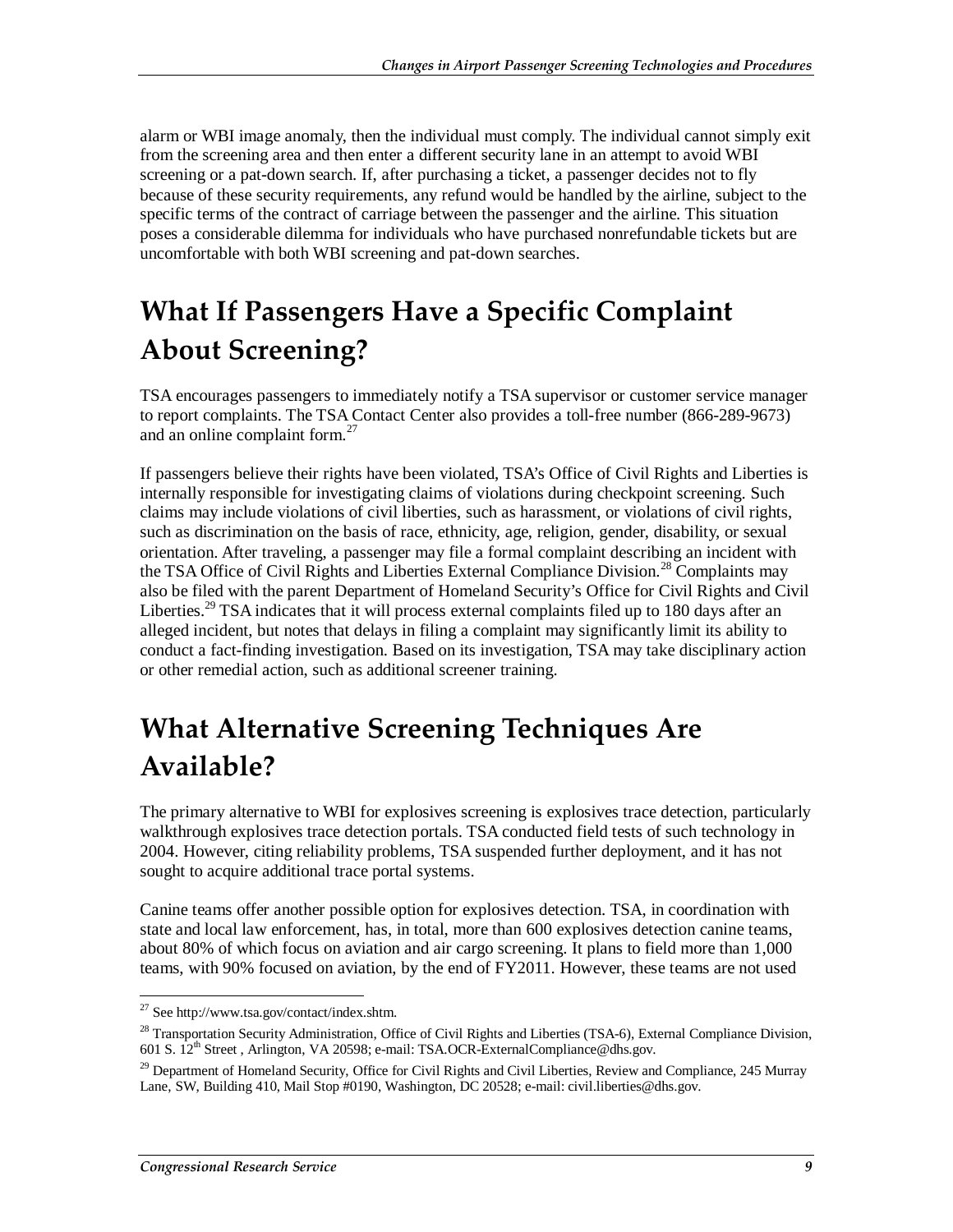alarm or WBI image anomaly, then the individual must comply. The individual cannot simply exit from the screening area and then enter a different security lane in an attempt to avoid WBI screening or a pat-down search. If, after purchasing a ticket, a passenger decides not to fly because of these security requirements, any refund would be handled by the airline, subject to the specific terms of the contract of carriage between the passenger and the airline. This situation poses a considerable dilemma for individuals who have purchased nonrefundable tickets but are uncomfortable with both WBI screening and pat-down searches.

## What If Passengers Have a Specific Complaint About Screening?

TSA encourages passengers to immediately notify a TSA supervisor or customer service manager to report complaints. The TSA Contact Center also provides a toll-free number (866-289-9673) and an online complaint form.[27]

If passengers believe their rights have been violated, TSA's Office of Civil Rights and Liberties is internally responsible for investigating claims of violations during checkpoint screening. Such claims may include violations of civil liberties, such as harassment, or violations of civil rights, such as discrimination on the basis of race, ethnicity, age, religion, gender, disability, or sexual orientation. After traveling, a passenger may file a formal complaint describing an incident with the TSA Office of Civil Rights and Liberties External Compliance Division.[28] Complaints may also be filed with the parent Department of Homeland Security's Office for Civil Rights and Civil Liberties.[29] TSA indicates that it will process external complaints filed up to 180 days after an alleged incident, but notes that delays in filing a complaint may significantly limit its ability to conduct a fact-finding investigation. Based on its investigation, TSA may take disciplinary action or other remedial action, such as additional screener training.

## What Alternative Screening Techniques Are Available?

The primary alternative to WBI for explosives screening is explosives trace detection, particularly walkthrough explosives trace detection portals. TSA conducted field tests of such technology in 2004. However, citing reliability problems, TSA suspended further deployment, and it has not sought to acquire additional trace portal systems.

Canine teams offer another possible option for explosives detection. TSA, in coordination with state and local law enforcement, has, in total, more than 600 explosives detection canine teams, about 80% of which focus on aviation and air cargo screening. It plans to field more than 1,000 teams, with 90% focused on aviation, by the end of FY2011. However, these teams are not used

[27] See http://www.tsa.gov/contact/index.shtm.

[28] Transportation Security Administration, Office of Civil Rights and Liberties (TSA-6), External Compliance Division, 601 S. 12th Street , Arlington, VA 20598; e-mail: TSA.OCR-ExternalCompliance@dhs.gov.

[29] Department of Homeland Security, Office for Civil Rights and Civil Liberties, Review and Compliance, 245 Murray Lane, SW, Building 410, Mail Stop #0190, Washington, DC 20528; e-mail: civil.liberties@dhs.gov.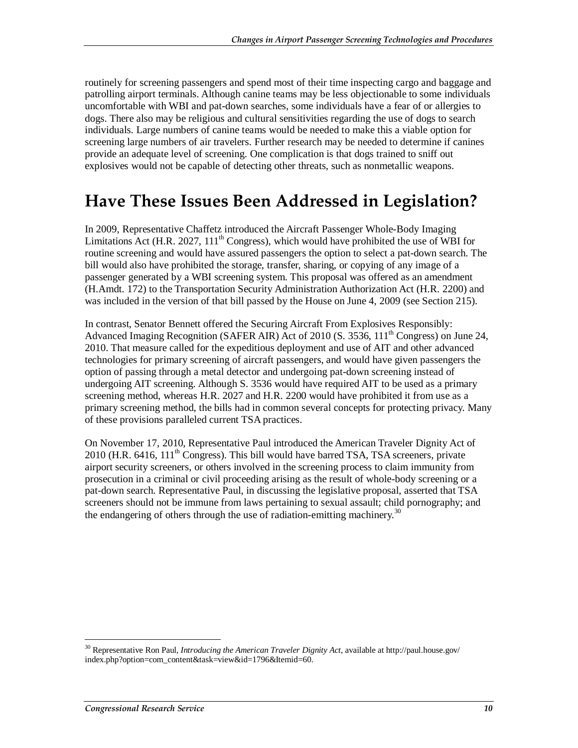routinely for screening passengers and spend most of their time inspecting cargo and baggage and patrolling airport terminals. Although canine teams may be less objectionable to some individuals uncomfortable with WBI and pat-down searches, some individuals have a fear of or allergies to dogs. There also may be religious and cultural sensitivities regarding the use of dogs to search individuals. Large numbers of canine teams would be needed to make this a viable option for screening large numbers of air travelers. Further research may be needed to determine if canines provide an adequate level of screening. One complication is that dogs trained to sniff out explosives would not be capable of detecting other threats, such as nonmetallic weapons.

# Have These Issues Been Addressed in Legislation?

In 2009, Representative Chaffetz introduced the Aircraft Passenger Whole-Body Imaging Limitations Act (H.R. 2027, 111th Congress), which would have prohibited the use of WBI for routine screening and would have assured passengers the option to select a pat-down search. The bill would also have prohibited the storage, transfer, sharing, or copying of any image of a passenger generated by a WBI screening system. This proposal was offered as an amendment (H.Amdt. 172) to the Transportation Security Administration Authorization Act (H.R. 2200) and was included in the version of that bill passed by the House on June 4, 2009 (see Section 215).

In contrast, Senator Bennett offered the Securing Aircraft From Explosives Responsibly: Advanced Imaging Recognition (SAFER AIR) Act of 2010 (S. 3536, 111th Congress) on June 24, 2010. That measure called for the expeditious deployment and use of AIT and other advanced technologies for primary screening of aircraft passengers, and would have given passengers the option of passing through a metal detector and undergoing pat-down screening instead of undergoing AIT screening. Although S. 3536 would have required AIT to be used as a primary screening method, whereas H.R. 2027 and H.R. 2200 would have prohibited it from use as a primary screening method, the bills had in common several concepts for protecting privacy. Many of these provisions paralleled current TSA practices.

On November 17, 2010, Representative Paul introduced the American Traveler Dignity Act of 2010 (H.R. 6416, 111th Congress). This bill would have barred TSA, TSA screeners, private airport security screeners, or others involved in the screening process to claim immunity from prosecution in a criminal or civil proceeding arising as the result of whole-body screening or a pat-down search. Representative Paul, in discussing the legislative proposal, asserted that TSA screeners should not be immune from laws pertaining to sexual assault; child pornography; and the endangering of others through the use of radiation-emitting machinery.[30]

[30] Representative Ron Paul, *Introducing the American Traveler Dignity Act*, available at http://paul.house.gov/index.php?option=com_content&task=view&id=1796&Itemid=60.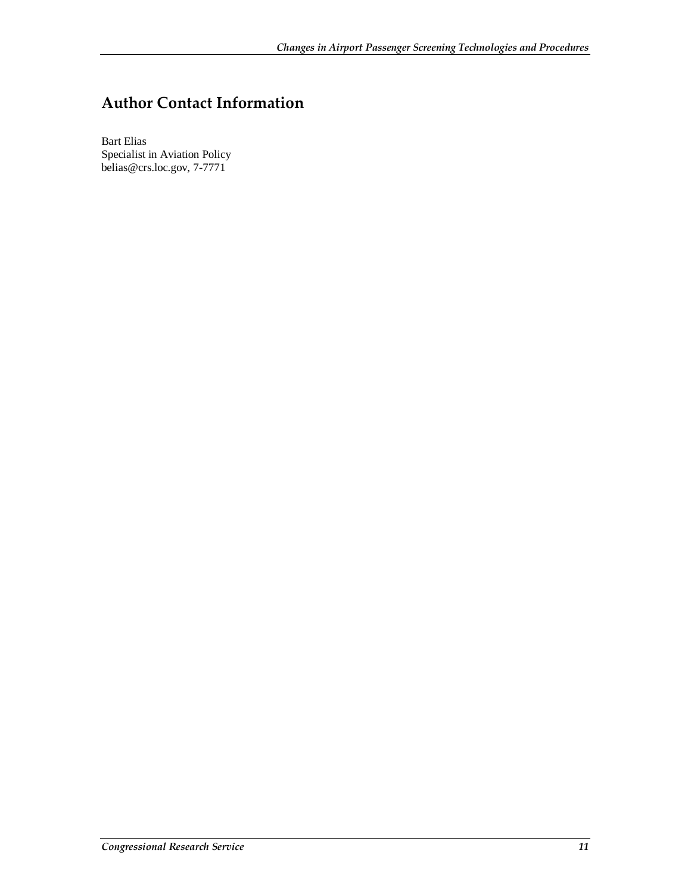## Author Contact Information

Bart Elias
Specialist in Aviation Policy
belias@crs.loc.gov, 7-7771